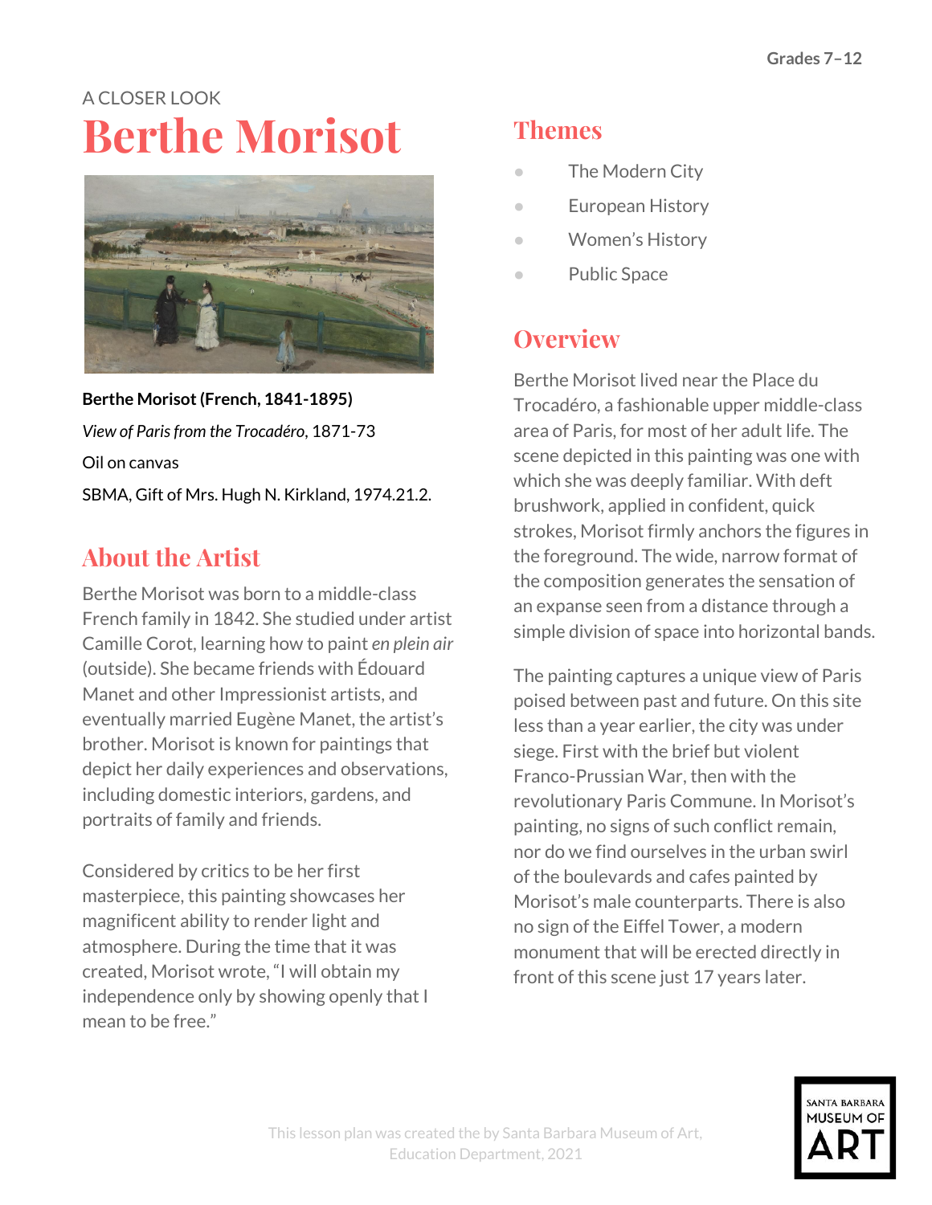Grades 7–12

A CLOSER LOOK

# Berthe Morisot

**Berthe Morisot (French, 1841-1895)**

*View of Paris from the Trocadéro*, 1871-73

Oil on canvas

SBMA, Gift of Mrs. Hugh N. Kirkland, 1974.21.2.

## About the Artist

Berthe Morisot was born to a middle-class French family in 1842. She studied under artist Camille Corot, learning how to paint *en plein air* (outside). She became friends with Édouard Manet and other Impressionist artists, and eventually married Eugène Manet, the artist's brother. Morisot is known for paintings that depict her daily experiences and observations, including domestic interiors, gardens, and portraits of family and friends.

Considered by critics to be her first masterpiece, this painting showcases her magnificent ability to render light and atmosphere. During the time that it was created, Morisot wrote, "I will obtain my independence only by showing openly that I mean to be free."

## Themes

- The Modern City
- European History
- Women's History
- Public Space

## Overview

Berthe Morisot lived near the Place du Trocadéro, a fashionable upper middle-class area of Paris, for most of her adult life. The scene depicted in this painting was one with which she was deeply familiar. With deft brushwork, applied in confident, quick strokes, Morisot firmly anchors the figures in the foreground. The wide, narrow format of the composition generates the sensation of an expanse seen from a distance through a simple division of space into horizontal bands.

The painting captures a unique view of Paris poised between past and future. On this site less than a year earlier, the city was under siege. First with the brief but violent Franco-Prussian War, then with the revolutionary Paris Commune. In Morisot's painting, no signs of such conflict remain, nor do we find ourselves in the urban swirl of the boulevards and cafes painted by Morisot's male counterparts. There is also no sign of the Eiffel Tower, a modern monument that will be erected directly in front of this scene just 17 years later.

This lesson plan was created the by Santa Barbara Museum of Art, Education Department, 2021

SANTA BARBARA MUSEUM OF ART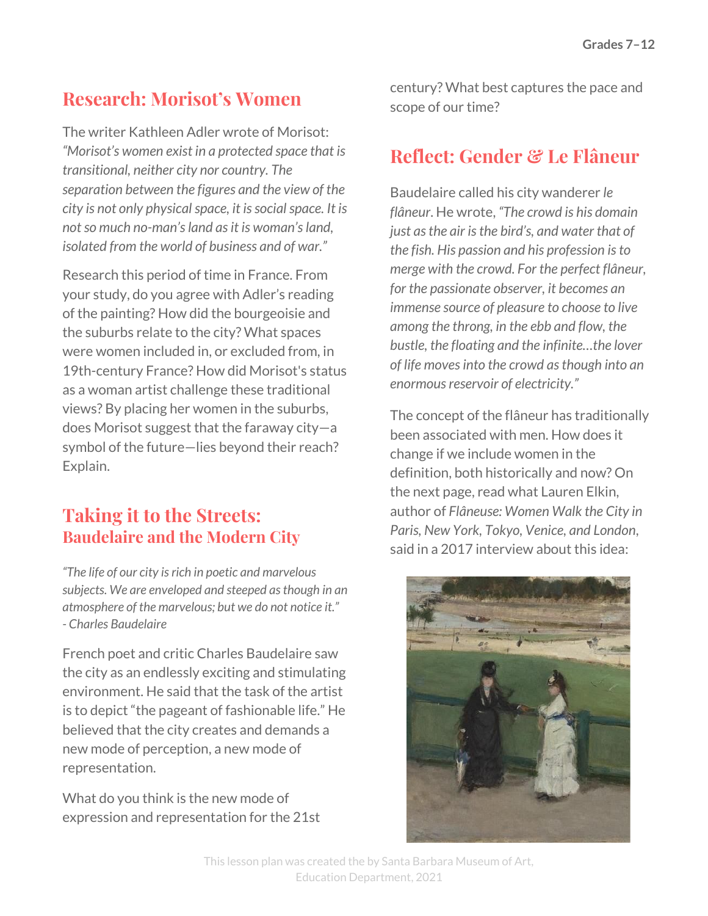## Research: Morisot's Women

The writer Kathleen Adler wrote of Morisot: *"Morisot's women exist in a protected space that is transitional, neither city nor country. The separation between the figures and the view of the city is not only physical space, it is social space. It is not so much no-man's land as it is woman's land, isolated from the world of business and of war."*

Research this period of time in France. From your study, do you agree with Adler's reading of the painting? How did the bourgeoisie and the suburbs relate to the city? What spaces were women included in, or excluded from, in 19th-century France? How did Morisot's status as a woman artist challenge these traditional views? By placing her women in the suburbs, does Morisot suggest that the faraway city—a symbol of the future—lies beyond their reach? Explain.

## Taking it to the Streets:
### Baudelaire and the Modern City

*"The life of our city is rich in poetic and marvelous subjects. We are enveloped and steeped as though in an atmosphere of the marvelous; but we do not notice it."*
*- Charles Baudelaire*

French poet and critic Charles Baudelaire saw the city as an endlessly exciting and stimulating environment. He said that the task of the artist is to depict "the pageant of fashionable life." He believed that the city creates and demands a new mode of perception, a new mode of representation.

What do you think is the new mode of expression and representation for the 21st century? What best captures the pace and scope of our time?

## Reflect: Gender & Le Flâneur

Baudelaire called his city wanderer *le flâneur*. He wrote, *"The crowd is his domain just as the air is the bird's, and water that of the fish. His passion and his profession is to merge with the crowd. For the perfect flâneur, for the passionate observer, it becomes an immense source of pleasure to choose to live among the throng, in the ebb and flow, the bustle, the floating and the infinite…the lover of life moves into the crowd as though into an enormous reservoir of electricity."*

The concept of the flâneur has traditionally been associated with men. How does it change if we include women in the definition, both historically and now? On the next page, read what Lauren Elkin, author of *Flâneuse: Women Walk the City in Paris, New York, Tokyo, Venice, and London*, said in a 2017 interview about this idea:

This lesson plan was created the by Santa Barbara Museum of Art, Education Department, 2021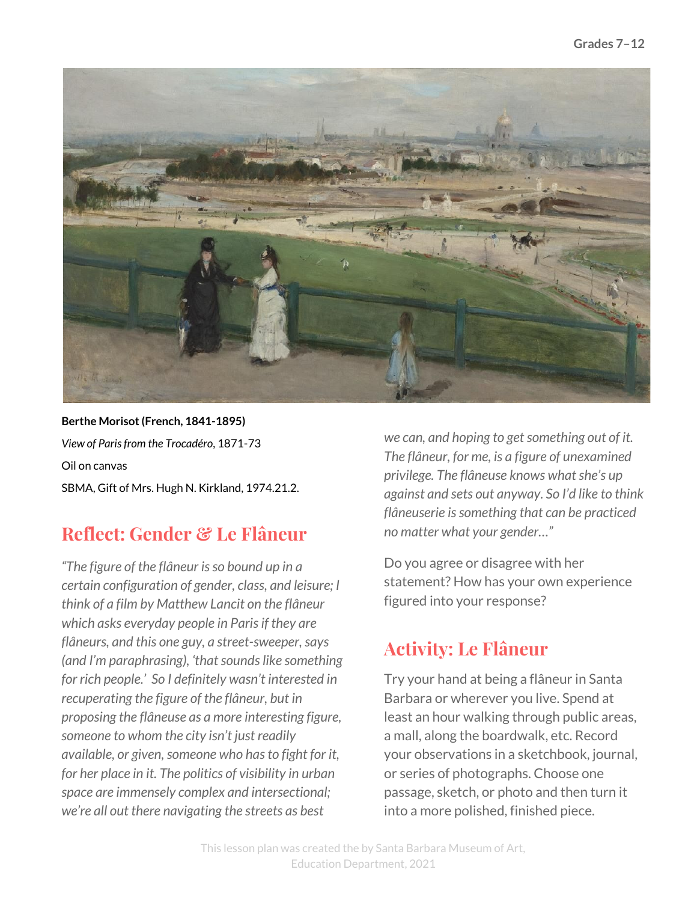**Berthe Morisot (French, 1841-1895)**

*View of Paris from the Trocadéro*, 1871-73

Oil on canvas

SBMA, Gift of Mrs. Hugh N. Kirkland, 1974.21.2.

## Reflect: Gender & Le Flâneur

*"The figure of the flâneur is so bound up in a certain configuration of gender, class, and leisure; I think of a film by Matthew Lancit on the flâneur which asks everyday people in Paris if they are flâneurs, and this one guy, a street-sweeper, says (and I'm paraphrasing), 'that sounds like something for rich people.' So I definitely wasn't interested in recuperating the figure of the flâneur, but in proposing the flâneuse as a more interesting figure, someone to whom the city isn't just readily available, or given, someone who has to fight for it, for her place in it. The politics of visibility in urban space are immensely complex and intersectional; we're all out there navigating the streets as best we can, and hoping to get something out of it. The flâneur, for me, is a figure of unexamined privilege. The flâneuse knows what she's up against and sets out anyway. So I'd like to think flâneuserie is something that can be practiced no matter what your gender…"*

Do you agree or disagree with her statement? How has your own experience figured into your response?

## Activity: Le Flâneur

Try your hand at being a flâneur in Santa Barbara or wherever you live. Spend at least an hour walking through public areas, a mall, along the boardwalk, etc. Record your observations in a sketchbook, journal, or series of photographs. Choose one passage, sketch, or photo and then turn it into a more polished, finished piece.

This lesson plan was created the by Santa Barbara Museum of Art, Education Department, 2021